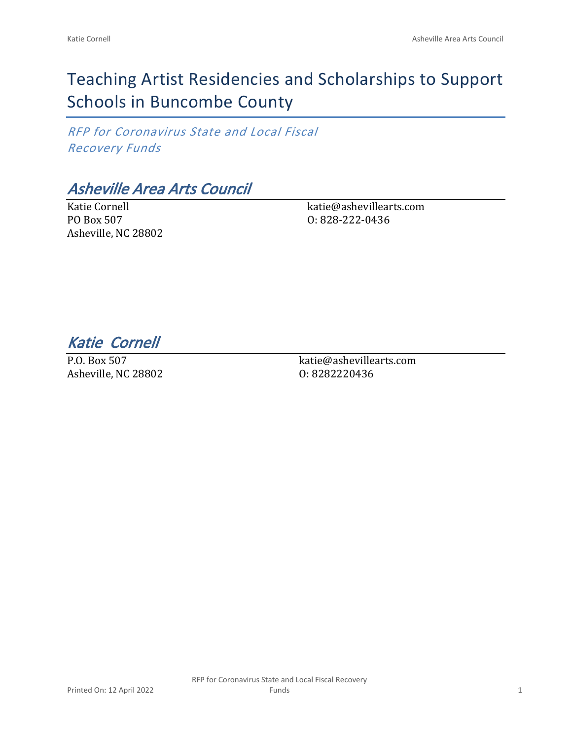# Teaching Artist Residencies and Scholarships to Support Schools in Buncombe County

*RFP for Coronavirus State and Local Fiscal Recovery Funds*

## *Asheville Area Arts Council*

Katie Cornell
PO Box 507
Asheville, NC 28802

katie@ashevillearts.com
O: 828-222-0436

## *Katie Cornell*

P.O. Box 507
Asheville, NC 28802

katie@ashevillearts.com
O: 8282220436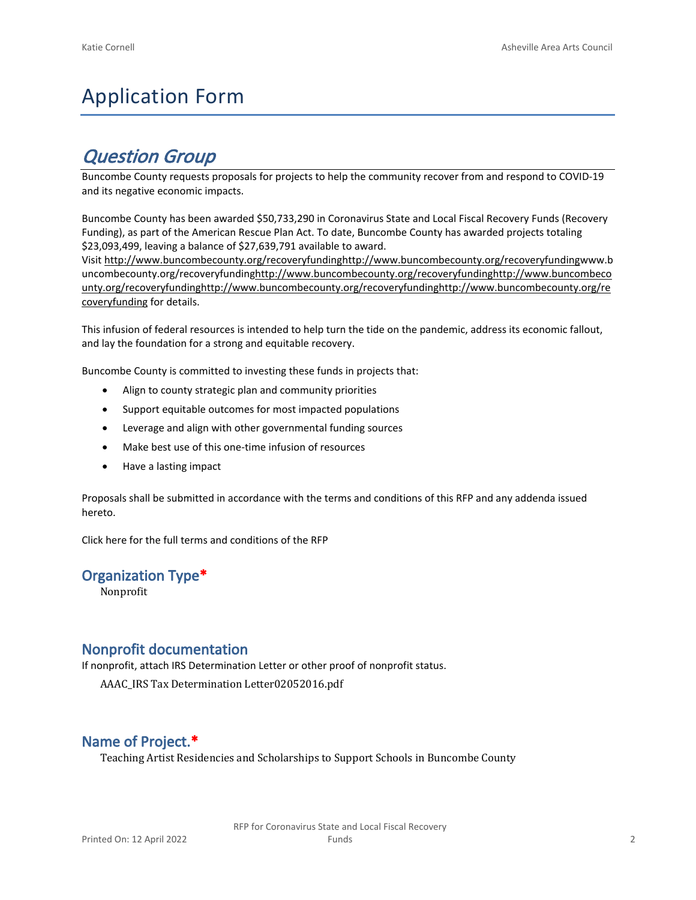# Application Form

## *Question Group*

Buncombe County requests proposals for projects to help the community recover from and respond to COVID-19 and its negative economic impacts.

Buncombe County has been awarded $50,733,290 in Coronavirus State and Local Fiscal Recovery Funds (Recovery Funding), as part of the American Rescue Plan Act. To date, Buncombe County has awarded projects totaling $23,093,499, leaving a balance of $27,639,791 available to award.
Visit http://www.buncombecounty.org/recoveryfundinghttp://www.buncombecounty.org/recoveryfundingwww.buncombecounty.org/recoveryfundinghttp://www.buncombecounty.org/recoveryfundinghttp://www.buncombecounty.org/recoveryfundinghttp://www.buncombecounty.org/recoveryfundinghttp://www.buncombecounty.org/recoveryfunding for details.

This infusion of federal resources is intended to help turn the tide on the pandemic, address its economic fallout, and lay the foundation for a strong and equitable recovery.

Buncombe County is committed to investing these funds in projects that:

- Align to county strategic plan and community priorities
- Support equitable outcomes for most impacted populations
- Leverage and align with other governmental funding sources
- Make best use of this one-time infusion of resources
- Have a lasting impact

Proposals shall be submitted in accordance with the terms and conditions of this RFP and any addenda issued hereto.

Click here for the full terms and conditions of the RFP

### Organization Type*

Nonprofit

### Nonprofit documentation

If nonprofit, attach IRS Determination Letter or other proof of nonprofit status.

AAAC_IRS Tax Determination Letter02052016.pdf

### Name of Project.*

Teaching Artist Residencies and Scholarships to Support Schools in Buncombe County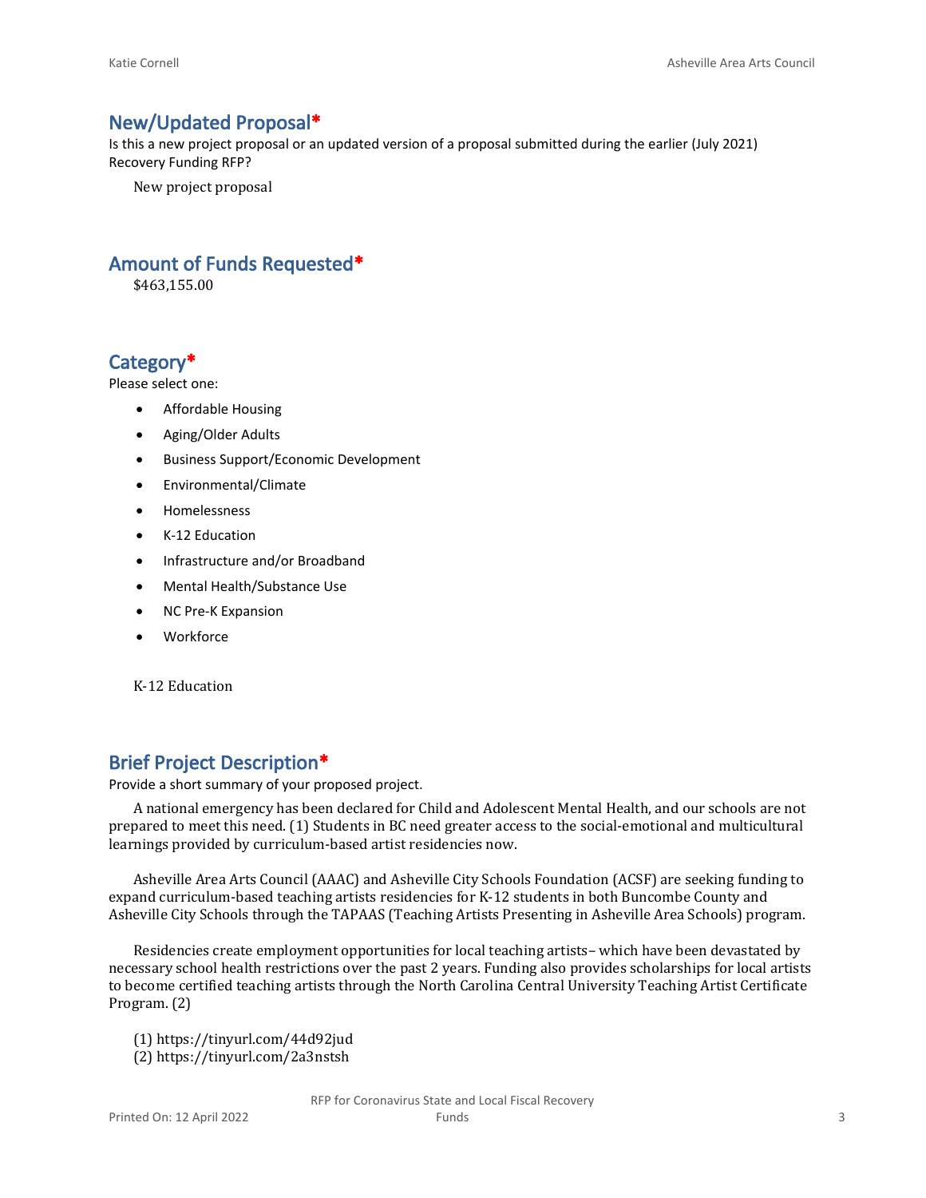## New/Updated Proposal*

Is this a new project proposal or an updated version of a proposal submitted during the earlier (July 2021) Recovery Funding RFP?

New project proposal

## Amount of Funds Requested*

$463,155.00

## Category*

Please select one:

- Affordable Housing
- Aging/Older Adults
- Business Support/Economic Development
- Environmental/Climate
- Homelessness
- K-12 Education
- Infrastructure and/or Broadband
- Mental Health/Substance Use
- NC Pre-K Expansion
- Workforce

K-12 Education

## Brief Project Description*

Provide a short summary of your proposed project.

A national emergency has been declared for Child and Adolescent Mental Health, and our schools are not prepared to meet this need. (1) Students in BC need greater access to the social-emotional and multicultural learnings provided by curriculum-based artist residencies now.

Asheville Area Arts Council (AAAC) and Asheville City Schools Foundation (ACSF) are seeking funding to expand curriculum-based teaching artists residencies for K-12 students in both Buncombe County and Asheville City Schools through the TAPAAS (Teaching Artists Presenting in Asheville Area Schools) program.

Residencies create employment opportunities for local teaching artists– which have been devastated by necessary school health restrictions over the past 2 years. Funding also provides scholarships for local artists to become certified teaching artists through the North Carolina Central University Teaching Artist Certificate Program. (2)

(1) https://tinyurl.com/44d92jud
(2) https://tinyurl.com/2a3nstsh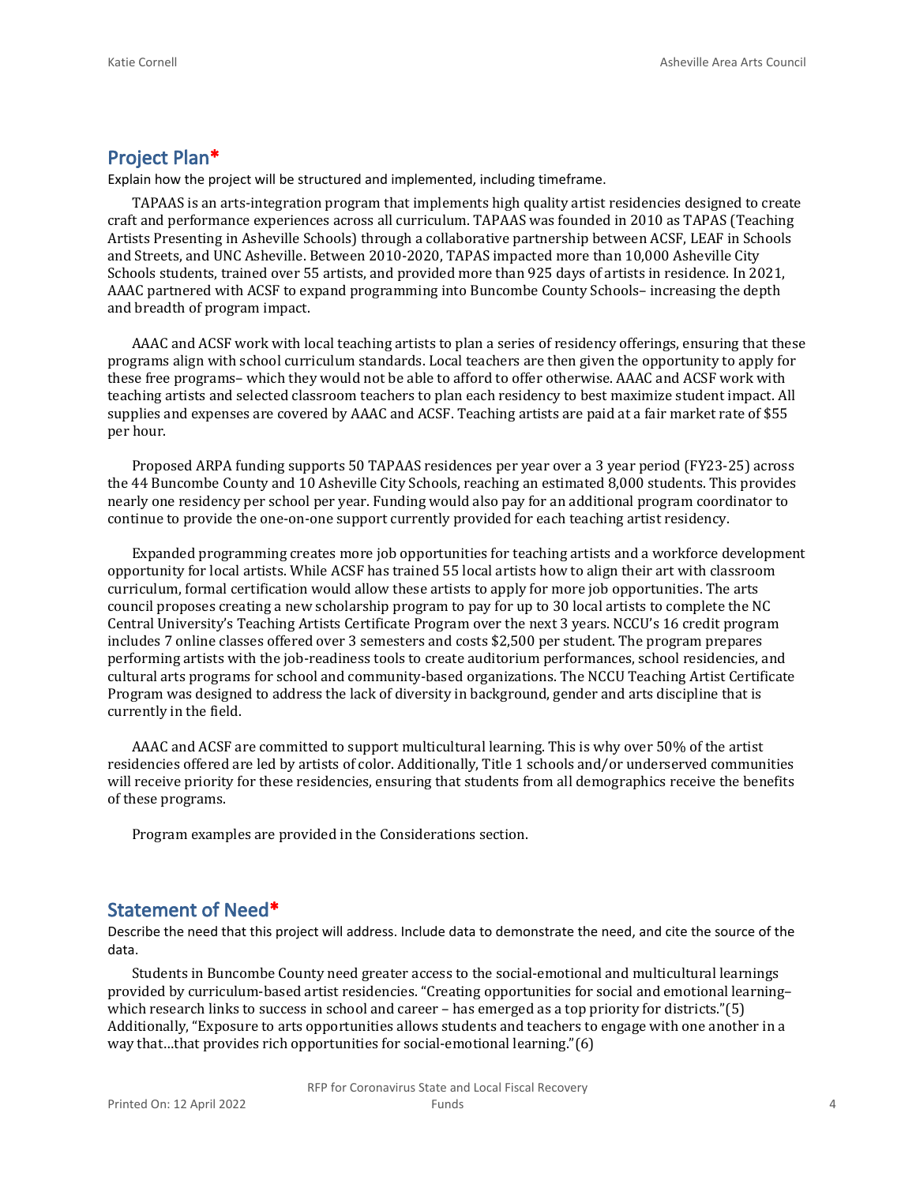## Project Plan*

Explain how the project will be structured and implemented, including timeframe.

TAPAAS is an arts-integration program that implements high quality artist residencies designed to create craft and performance experiences across all curriculum. TAPAAS was founded in 2010 as TAPAS (Teaching Artists Presenting in Asheville Schools) through a collaborative partnership between ACSF, LEAF in Schools and Streets, and UNC Asheville. Between 2010-2020, TAPAS impacted more than 10,000 Asheville City Schools students, trained over 55 artists, and provided more than 925 days of artists in residence. In 2021, AAAC partnered with ACSF to expand programming into Buncombe County Schools– increasing the depth and breadth of program impact.

AAAC and ACSF work with local teaching artists to plan a series of residency offerings, ensuring that these programs align with school curriculum standards. Local teachers are then given the opportunity to apply for these free programs– which they would not be able to afford to offer otherwise. AAAC and ACSF work with teaching artists and selected classroom teachers to plan each residency to best maximize student impact. All supplies and expenses are covered by AAAC and ACSF. Teaching artists are paid at a fair market rate of $55 per hour.

Proposed ARPA funding supports 50 TAPAAS residences per year over a 3 year period (FY23-25) across the 44 Buncombe County and 10 Asheville City Schools, reaching an estimated 8,000 students. This provides nearly one residency per school per year. Funding would also pay for an additional program coordinator to continue to provide the one-on-one support currently provided for each teaching artist residency.

Expanded programming creates more job opportunities for teaching artists and a workforce development opportunity for local artists. While ACSF has trained 55 local artists how to align their art with classroom curriculum, formal certification would allow these artists to apply for more job opportunities. The arts council proposes creating a new scholarship program to pay for up to 30 local artists to complete the NC Central University's Teaching Artists Certificate Program over the next 3 years. NCCU's 16 credit program includes 7 online classes offered over 3 semesters and costs $2,500 per student. The program prepares performing artists with the job-readiness tools to create auditorium performances, school residencies, and cultural arts programs for school and community-based organizations. The NCCU Teaching Artist Certificate Program was designed to address the lack of diversity in background, gender and arts discipline that is currently in the field.

AAAC and ACSF are committed to support multicultural learning. This is why over 50% of the artist residencies offered are led by artists of color. Additionally, Title 1 schools and/or underserved communities will receive priority for these residencies, ensuring that students from all demographics receive the benefits of these programs.

Program examples are provided in the Considerations section.

## Statement of Need*

Describe the need that this project will address. Include data to demonstrate the need, and cite the source of the data.

Students in Buncombe County need greater access to the social-emotional and multicultural learnings provided by curriculum-based artist residencies. "Creating opportunities for social and emotional learning– which research links to success in school and career – has emerged as a top priority for districts."(5) Additionally, "Exposure to arts opportunities allows students and teachers to engage with one another in a way that…that provides rich opportunities for social-emotional learning."(6)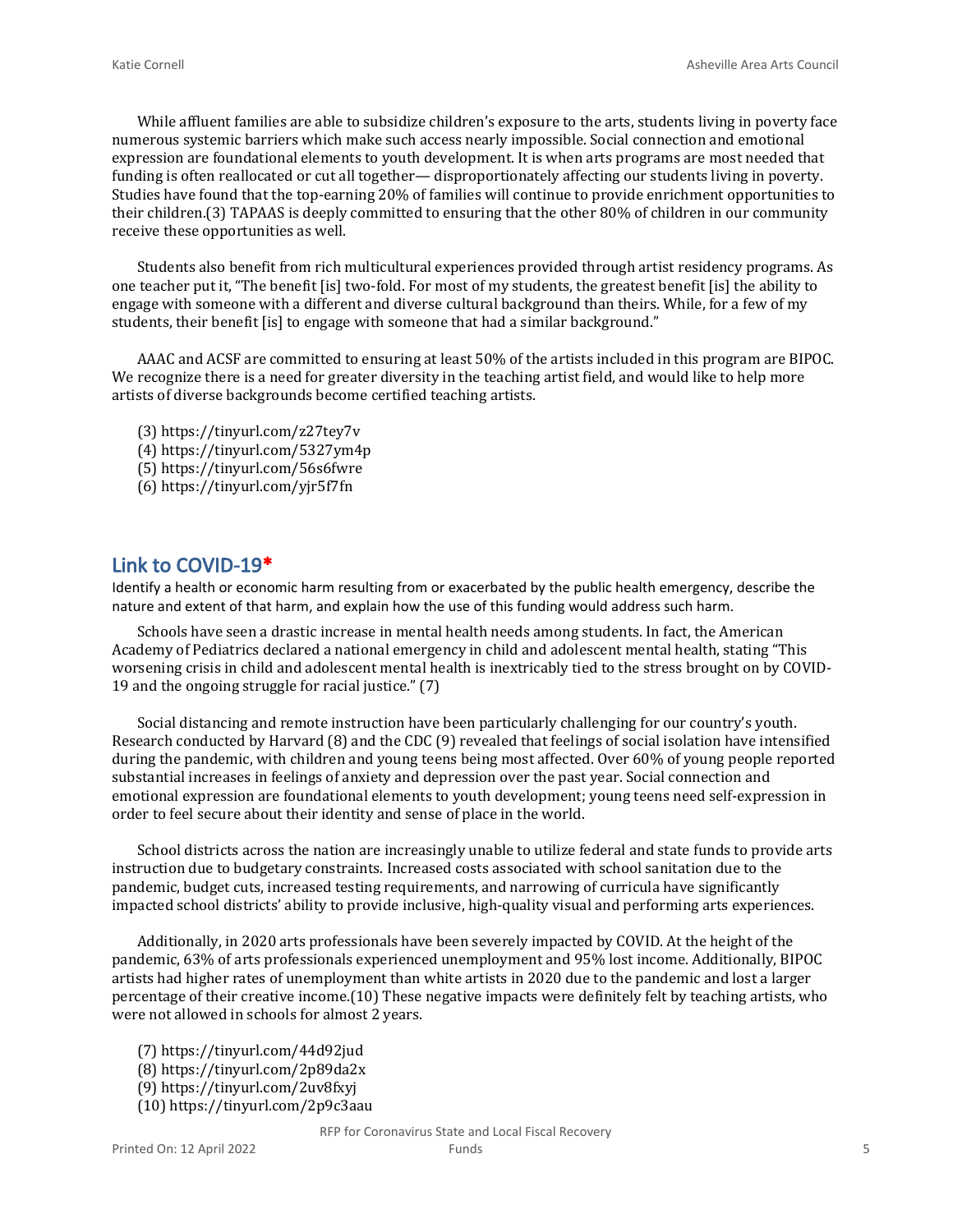While affluent families are able to subsidize children's exposure to the arts, students living in poverty face numerous systemic barriers which make such access nearly impossible. Social connection and emotional expression are foundational elements to youth development. It is when arts programs are most needed that funding is often reallocated or cut all together— disproportionately affecting our students living in poverty. Studies have found that the top-earning 20% of families will continue to provide enrichment opportunities to their children.(3) TAPAAS is deeply committed to ensuring that the other 80% of children in our community receive these opportunities as well.

Students also benefit from rich multicultural experiences provided through artist residency programs. As one teacher put it, "The benefit [is] two-fold. For most of my students, the greatest benefit [is] the ability to engage with someone with a different and diverse cultural background than theirs. While, for a few of my students, their benefit [is] to engage with someone that had a similar background."

AAAC and ACSF are committed to ensuring at least 50% of the artists included in this program are BIPOC. We recognize there is a need for greater diversity in the teaching artist field, and would like to help more artists of diverse backgrounds become certified teaching artists.

(3) https://tinyurl.com/z27tey7v
(4) https://tinyurl.com/5327ym4p
(5) https://tinyurl.com/56s6fwre
(6) https://tinyurl.com/yjr5f7fn

## Link to COVID-19*

Identify a health or economic harm resulting from or exacerbated by the public health emergency, describe the nature and extent of that harm, and explain how the use of this funding would address such harm.

Schools have seen a drastic increase in mental health needs among students. In fact, the American Academy of Pediatrics declared a national emergency in child and adolescent mental health, stating "This worsening crisis in child and adolescent mental health is inextricably tied to the stress brought on by COVID-19 and the ongoing struggle for racial justice." (7)

Social distancing and remote instruction have been particularly challenging for our country's youth. Research conducted by Harvard (8) and the CDC (9) revealed that feelings of social isolation have intensified during the pandemic, with children and young teens being most affected. Over 60% of young people reported substantial increases in feelings of anxiety and depression over the past year. Social connection and emotional expression are foundational elements to youth development; young teens need self-expression in order to feel secure about their identity and sense of place in the world.

School districts across the nation are increasingly unable to utilize federal and state funds to provide arts instruction due to budgetary constraints. Increased costs associated with school sanitation due to the pandemic, budget cuts, increased testing requirements, and narrowing of curricula have significantly impacted school districts' ability to provide inclusive, high-quality visual and performing arts experiences.

Additionally, in 2020 arts professionals have been severely impacted by COVID. At the height of the pandemic, 63% of arts professionals experienced unemployment and 95% lost income. Additionally, BIPOC artists had higher rates of unemployment than white artists in 2020 due to the pandemic and lost a larger percentage of their creative income.(10) These negative impacts were definitely felt by teaching artists, who were not allowed in schools for almost 2 years.

(7) https://tinyurl.com/44d92jud
(8) https://tinyurl.com/2p89da2x
(9) https://tinyurl.com/2uv8fxyj
(10) https://tinyurl.com/2p9c3aau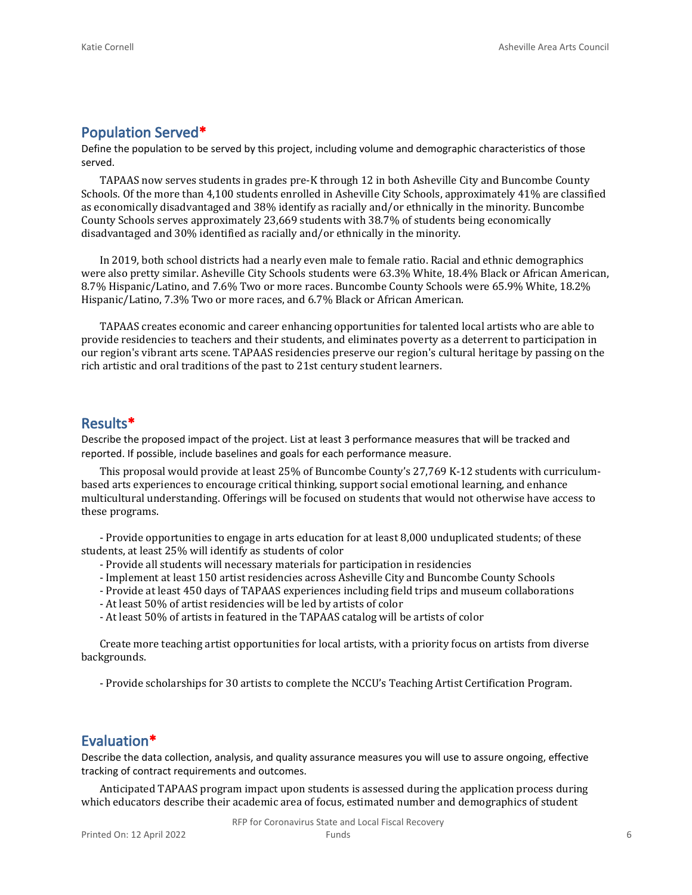## Population Served*

Define the population to be served by this project, including volume and demographic characteristics of those served.

TAPAAS now serves students in grades pre-K through 12 in both Asheville City and Buncombe County Schools. Of the more than 4,100 students enrolled in Asheville City Schools, approximately 41% are classified as economically disadvantaged and 38% identify as racially and/or ethnically in the minority. Buncombe County Schools serves approximately 23,669 students with 38.7% of students being economically disadvantaged and 30% identified as racially and/or ethnically in the minority.

In 2019, both school districts had a nearly even male to female ratio. Racial and ethnic demographics were also pretty similar. Asheville City Schools students were 63.3% White, 18.4% Black or African American, 8.7% Hispanic/Latino, and 7.6% Two or more races. Buncombe County Schools were 65.9% White, 18.2% Hispanic/Latino, 7.3% Two or more races, and 6.7% Black or African American.

TAPAAS creates economic and career enhancing opportunities for talented local artists who are able to provide residencies to teachers and their students, and eliminates poverty as a deterrent to participation in our region's vibrant arts scene. TAPAAS residencies preserve our region's cultural heritage by passing on the rich artistic and oral traditions of the past to 21st century student learners.

## Results*

Describe the proposed impact of the project. List at least 3 performance measures that will be tracked and reported. If possible, include baselines and goals for each performance measure.

This proposal would provide at least 25% of Buncombe County's 27,769 K-12 students with curriculum-based arts experiences to encourage critical thinking, support social emotional learning, and enhance multicultural understanding. Offerings will be focused on students that would not otherwise have access to these programs.

- Provide opportunities to engage in arts education for at least 8,000 unduplicated students; of these students, at least 25% will identify as students of color
- Provide all students will necessary materials for participation in residencies
- Implement at least 150 artist residencies across Asheville City and Buncombe County Schools
- Provide at least 450 days of TAPAAS experiences including field trips and museum collaborations
- At least 50% of artist residencies will be led by artists of color
- At least 50% of artists in featured in the TAPAAS catalog will be artists of color

Create more teaching artist opportunities for local artists, with a priority focus on artists from diverse backgrounds.

- Provide scholarships for 30 artists to complete the NCCU's Teaching Artist Certification Program.

## Evaluation*

Describe the data collection, analysis, and quality assurance measures you will use to assure ongoing, effective tracking of contract requirements and outcomes.

Anticipated TAPAAS program impact upon students is assessed during the application process during which educators describe their academic area of focus, estimated number and demographics of student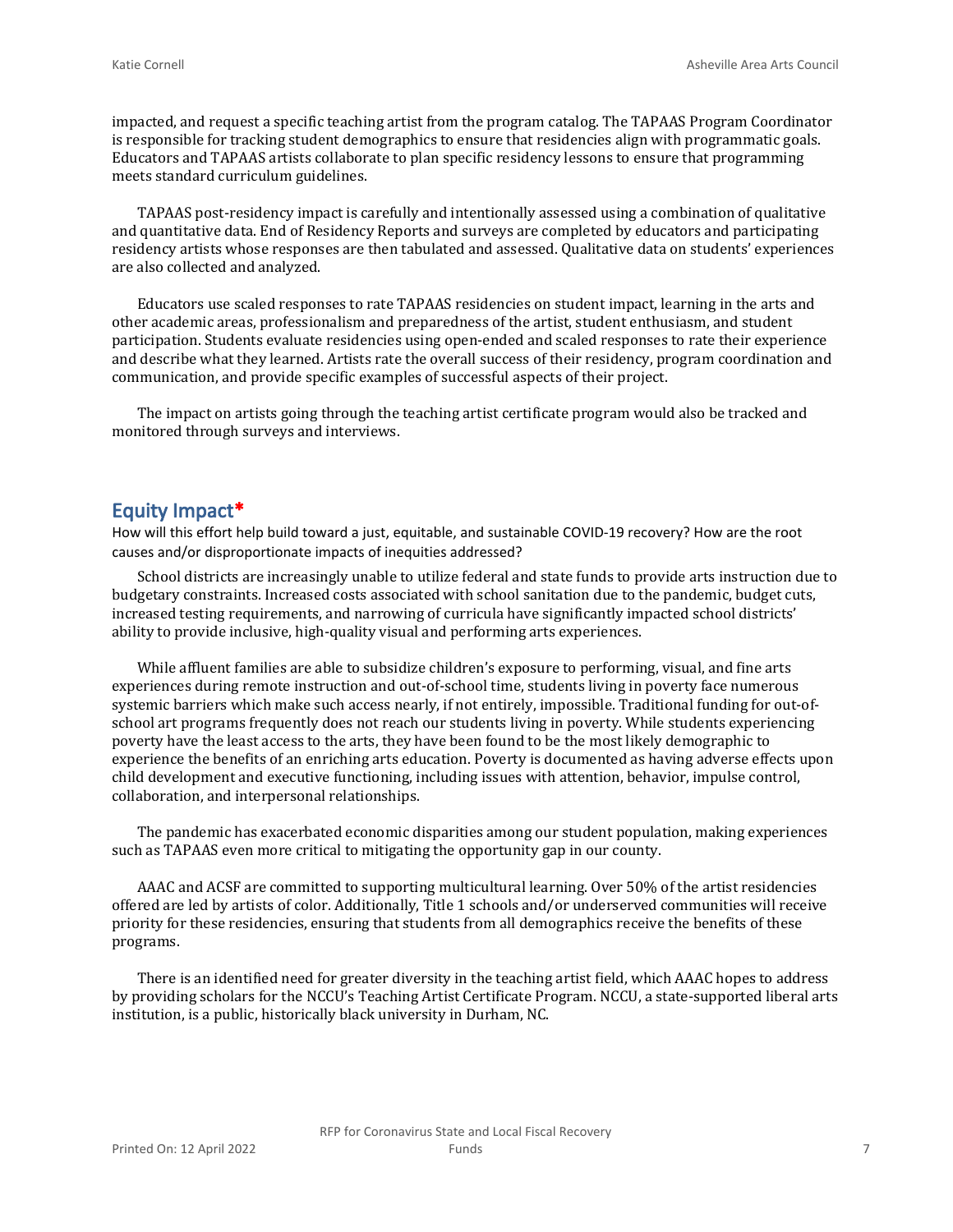impacted, and request a specific teaching artist from the program catalog. The TAPAAS Program Coordinator is responsible for tracking student demographics to ensure that residencies align with programmatic goals. Educators and TAPAAS artists collaborate to plan specific residency lessons to ensure that programming meets standard curriculum guidelines.

TAPAAS post-residency impact is carefully and intentionally assessed using a combination of qualitative and quantitative data. End of Residency Reports and surveys are completed by educators and participating residency artists whose responses are then tabulated and assessed. Qualitative data on students' experiences are also collected and analyzed.

Educators use scaled responses to rate TAPAAS residencies on student impact, learning in the arts and other academic areas, professionalism and preparedness of the artist, student enthusiasm, and student participation. Students evaluate residencies using open-ended and scaled responses to rate their experience and describe what they learned. Artists rate the overall success of their residency, program coordination and communication, and provide specific examples of successful aspects of their project.

The impact on artists going through the teaching artist certificate program would also be tracked and monitored through surveys and interviews.

## Equity Impact*

How will this effort help build toward a just, equitable, and sustainable COVID-19 recovery? How are the root causes and/or disproportionate impacts of inequities addressed?

School districts are increasingly unable to utilize federal and state funds to provide arts instruction due to budgetary constraints. Increased costs associated with school sanitation due to the pandemic, budget cuts, increased testing requirements, and narrowing of curricula have significantly impacted school districts' ability to provide inclusive, high-quality visual and performing arts experiences.

While affluent families are able to subsidize children's exposure to performing, visual, and fine arts experiences during remote instruction and out-of-school time, students living in poverty face numerous systemic barriers which make such access nearly, if not entirely, impossible. Traditional funding for out-of-school art programs frequently does not reach our students living in poverty. While students experiencing poverty have the least access to the arts, they have been found to be the most likely demographic to experience the benefits of an enriching arts education. Poverty is documented as having adverse effects upon child development and executive functioning, including issues with attention, behavior, impulse control, collaboration, and interpersonal relationships.

The pandemic has exacerbated economic disparities among our student population, making experiences such as TAPAAS even more critical to mitigating the opportunity gap in our county.

AAAC and ACSF are committed to supporting multicultural learning. Over 50% of the artist residencies offered are led by artists of color. Additionally, Title 1 schools and/or underserved communities will receive priority for these residencies, ensuring that students from all demographics receive the benefits of these programs.

There is an identified need for greater diversity in the teaching artist field, which AAAC hopes to address by providing scholars for the NCCU's Teaching Artist Certificate Program. NCCU, a state-supported liberal arts institution, is a public, historically black university in Durham, NC.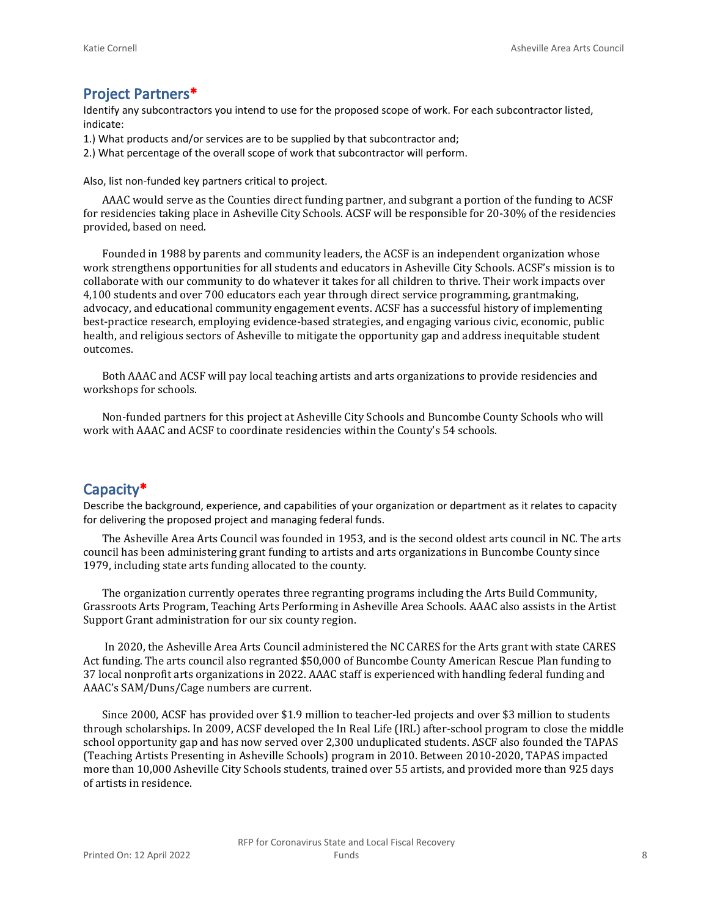## Project Partners*

Identify any subcontractors you intend to use for the proposed scope of work. For each subcontractor listed, indicate:

1.) What products and/or services are to be supplied by that subcontractor and;

2.) What percentage of the overall scope of work that subcontractor will perform.

Also, list non-funded key partners critical to project.

AAAC would serve as the Counties direct funding partner, and subgrant a portion of the funding to ACSF for residencies taking place in Asheville City Schools. ACSF will be responsible for 20-30% of the residencies provided, based on need.

Founded in 1988 by parents and community leaders, the ACSF is an independent organization whose work strengthens opportunities for all students and educators in Asheville City Schools. ACSF's mission is to collaborate with our community to do whatever it takes for all children to thrive. Their work impacts over 4,100 students and over 700 educators each year through direct service programming, grantmaking, advocacy, and educational community engagement events. ACSF has a successful history of implementing best-practice research, employing evidence-based strategies, and engaging various civic, economic, public health, and religious sectors of Asheville to mitigate the opportunity gap and address inequitable student outcomes.

Both AAAC and ACSF will pay local teaching artists and arts organizations to provide residencies and workshops for schools.

Non-funded partners for this project at Asheville City Schools and Buncombe County Schools who will work with AAAC and ACSF to coordinate residencies within the County's 54 schools.

## Capacity*

Describe the background, experience, and capabilities of your organization or department as it relates to capacity for delivering the proposed project and managing federal funds.

The Asheville Area Arts Council was founded in 1953, and is the second oldest arts council in NC. The arts council has been administering grant funding to artists and arts organizations in Buncombe County since 1979, including state arts funding allocated to the county.

The organization currently operates three regranting programs including the Arts Build Community, Grassroots Arts Program, Teaching Arts Performing in Asheville Area Schools. AAAC also assists in the Artist Support Grant administration for our six county region.

In 2020, the Asheville Area Arts Council administered the NC CARES for the Arts grant with state CARES Act funding. The arts council also regranted $50,000 of Buncombe County American Rescue Plan funding to 37 local nonprofit arts organizations in 2022. AAAC staff is experienced with handling federal funding and AAAC's SAM/Duns/Cage numbers are current.

Since 2000, ACSF has provided over $1.9 million to teacher-led projects and over $3 million to students through scholarships. In 2009, ACSF developed the In Real Life (IRL) after-school program to close the middle school opportunity gap and has now served over 2,300 unduplicated students. ASCF also founded the TAPAS (Teaching Artists Presenting in Asheville Schools) program in 2010. Between 2010-2020, TAPAS impacted more than 10,000 Asheville City Schools students, trained over 55 artists, and provided more than 925 days of artists in residence.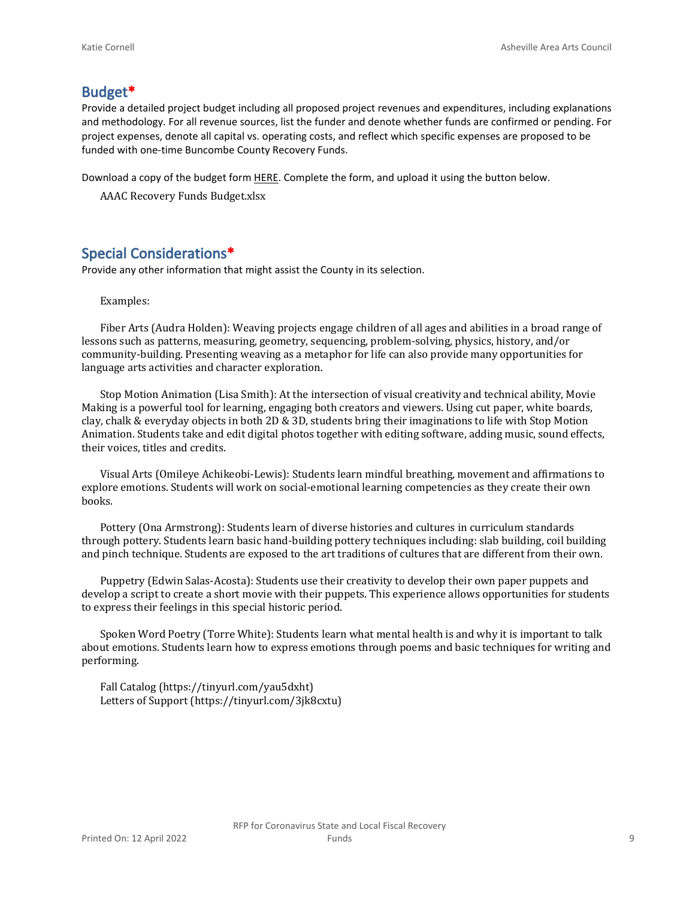## Budget*

Provide a detailed project budget including all proposed project revenues and expenditures, including explanations and methodology. For all revenue sources, list the funder and denote whether funds are confirmed or pending. For project expenses, denote all capital vs. operating costs, and reflect which specific expenses are proposed to be funded with one-time Buncombe County Recovery Funds.

Download a copy of the budget form HERE. Complete the form, and upload it using the button below.

AAAC Recovery Funds Budget.xlsx

## Special Considerations*

Provide any other information that might assist the County in its selection.

Examples:

Fiber Arts (Audra Holden): Weaving projects engage children of all ages and abilities in a broad range of lessons such as patterns, measuring, geometry, sequencing, problem-solving, physics, history, and/or community-building. Presenting weaving as a metaphor for life can also provide many opportunities for language arts activities and character exploration.

Stop Motion Animation (Lisa Smith): At the intersection of visual creativity and technical ability, Movie Making is a powerful tool for learning, engaging both creators and viewers. Using cut paper, white boards, clay, chalk & everyday objects in both 2D & 3D, students bring their imaginations to life with Stop Motion Animation. Students take and edit digital photos together with editing software, adding music, sound effects, their voices, titles and credits.

Visual Arts (Omileye Achikeobi-Lewis): Students learn mindful breathing, movement and affirmations to explore emotions. Students will work on social-emotional learning competencies as they create their own books.

Pottery (Ona Armstrong): Students learn of diverse histories and cultures in curriculum standards through pottery. Students learn basic hand-building pottery techniques including: slab building, coil building and pinch technique. Students are exposed to the art traditions of cultures that are different from their own.

Puppetry (Edwin Salas-Acosta): Students use their creativity to develop their own paper puppets and develop a script to create a short movie with their puppets. This experience allows opportunities for students to express their feelings in this special historic period.

Spoken Word Poetry (Torre White): Students learn what mental health is and why it is important to talk about emotions. Students learn how to express emotions through poems and basic techniques for writing and performing.

Fall Catalog (https://tinyurl.com/yau5dxht)
Letters of Support (https://tinyurl.com/3jk8cxtu)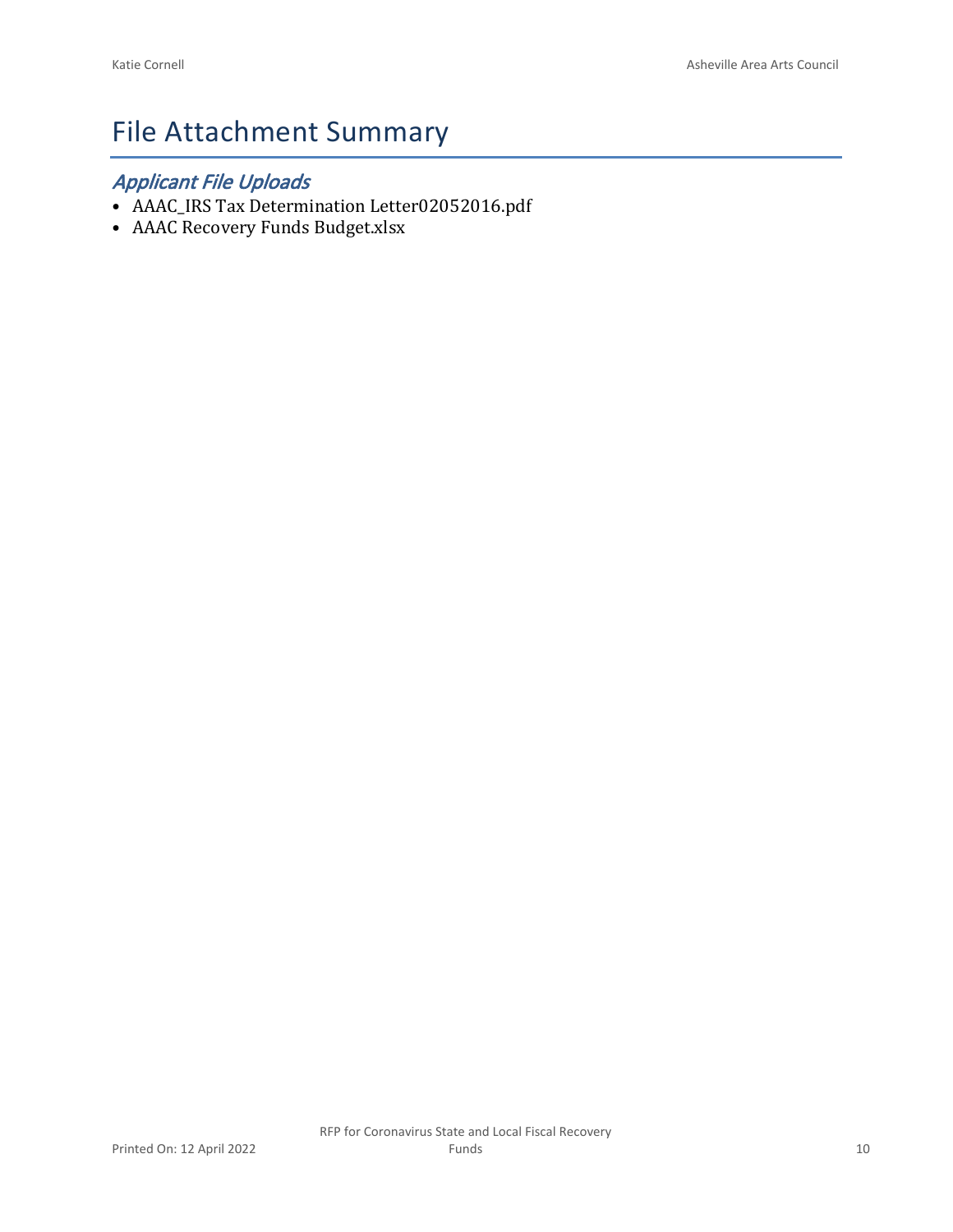# File Attachment Summary

## *Applicant File Uploads*

- AAAC_IRS Tax Determination Letter02052016.pdf
- AAAC Recovery Funds Budget.xlsx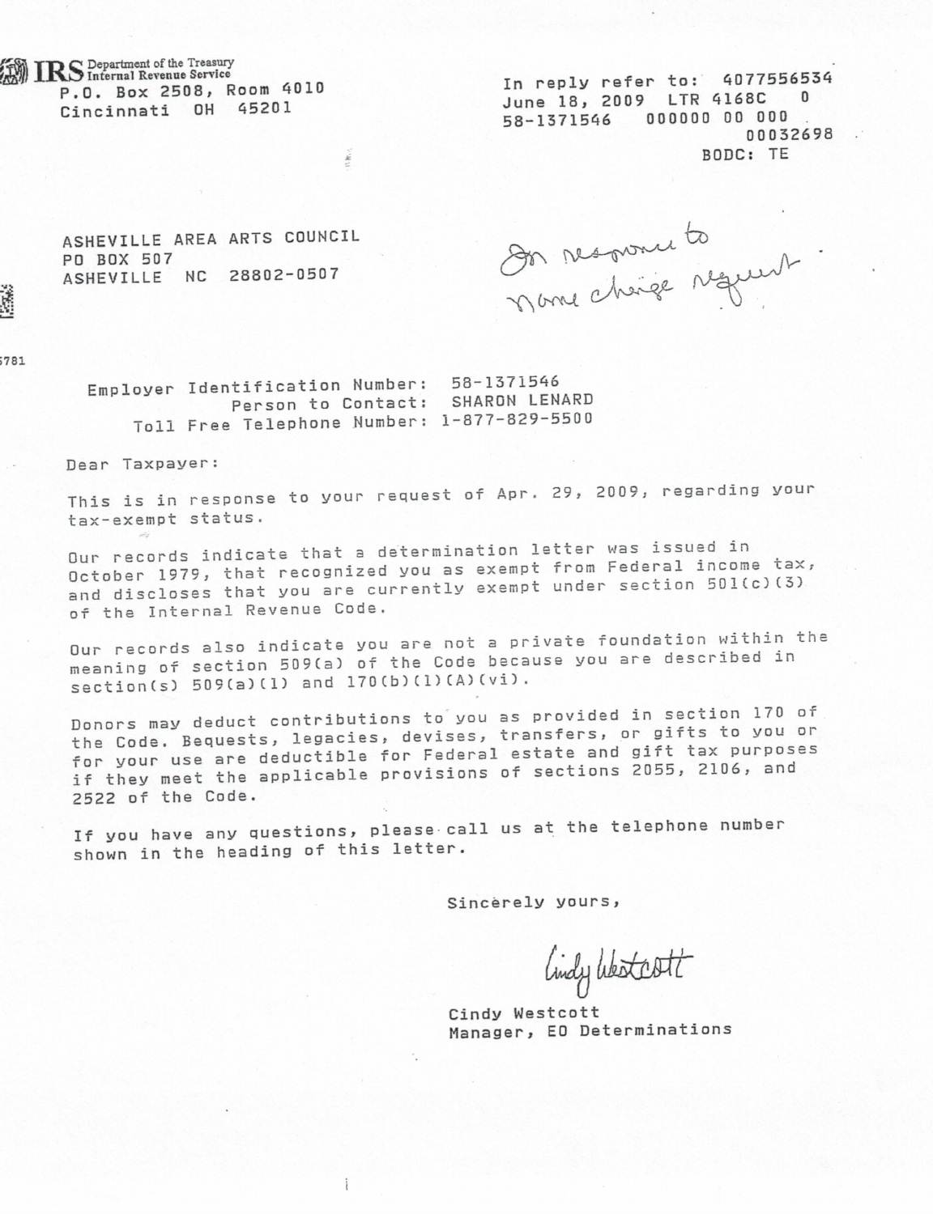**IRS** Department of the Treasury
Internal Revenue Service
P.O. Box 2508, Room 4010
Cincinnati OH 45201

In reply refer to: 4077556534
June 18, 2009 LTR 4168C 0
58-1371546 000000 00 000
00032698
BODC: TE

ASHEVILLE AREA ARTS COUNCIL
PO BOX 507
ASHEVILLE NC 28802-0507

*In response to name change request.*

Employer Identification Number: 58-1371546
Person to Contact: SHARON LENARD
Toll Free Telephone Number: 1-877-829-5500

Dear Taxpayer:

This is in response to your request of Apr. 29, 2009, regarding your tax-exempt status.

Our records indicate that a determination letter was issued in October 1979, that recognized you as exempt from Federal income tax, and discloses that you are currently exempt under section 501(c)(3) of the Internal Revenue Code.

Our records also indicate you are not a private foundation within the meaning of section 509(a) of the Code because you are described in section(s) 509(a)(1) and 170(b)(1)(A)(vi).

Donors may deduct contributions to you as provided in section 170 of the Code. Bequests, legacies, devises, transfers, or gifts to you or for your use are deductible for Federal estate and gift tax purposes if they meet the applicable provisions of sections 2055, 2106, and 2522 of the Code.

If you have any questions, please call us at the telephone number shown in the heading of this letter.

Sincerely yours,

*Cindy Westcott*

Cindy Westcott
Manager, EO Determinations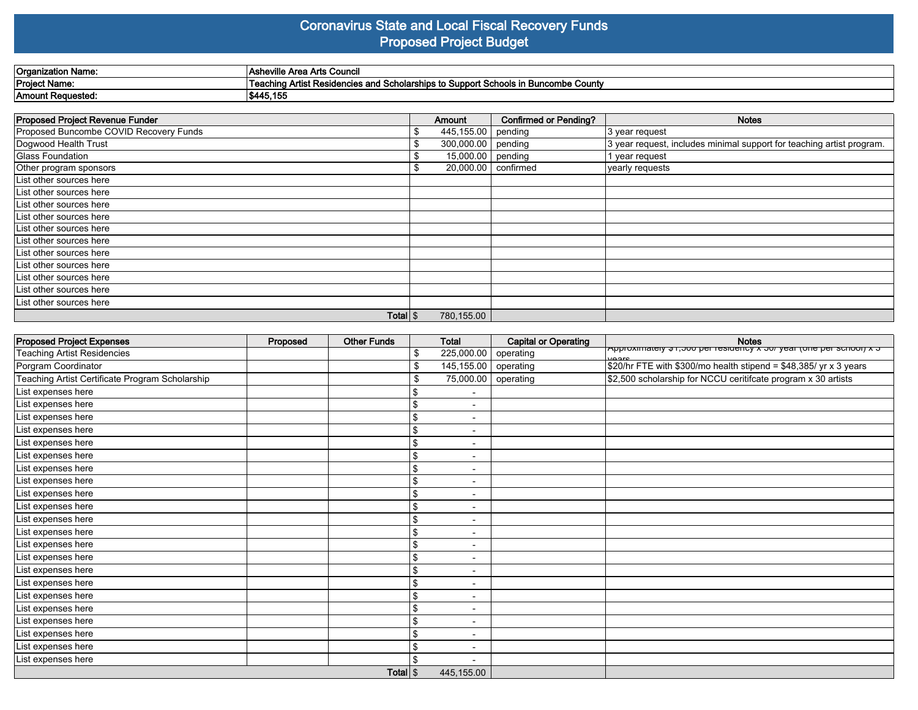# Coronavirus State and Local Fiscal Recovery Funds
## Proposed Project Budget

| | |
|---|---|
| **Organization Name:** | **Asheville Area Arts Council** |
| **Project Name:** | **Teaching Artist Residencies and Scholarships to Support Schools in Buncombe County** |
| **Amount Requested:** | **$445,155** |

| Proposed Project Revenue Funder | Amount | Confirmed or Pending? | Notes |
|---|---|---|---|
| Proposed Buncombe COVID Recovery Funds | $ 445,155.00 | pending | 3 year request |
| Dogwood Health Trust | $ 300,000.00 | pending | 3 year request, includes minimal support for teaching artist program. |
| Glass Foundation | $ 15,000.00 | pending | 1 year request |
| Other program sponsors | $ 20,000.00 | confirmed | yearly requests |
| List other sources here | | | |
| List other sources here | | | |
| List other sources here | | | |
| List other sources here | | | |
| List other sources here | | | |
| List other sources here | | | |
| List other sources here | | | |
| List other sources here | | | |
| List other sources here | | | |
| List other sources here | | | |
| List other sources here | | | |
| **Total** | $ 780,155.00 | | |

| Proposed Project Expenses | Proposed | Other Funds | Total | Capital or Operating | Notes |
|---|---|---|---|---|---|
| Teaching Artist Residencies | | | $ 225,000.00 | operating | Approximately $1,500 per residency x 50/ year (one per school) x 3 years |
| Porgram Coordinator | | | $ 145,155.00 | operating | $20/hr FTE with $300/mo health stipend = $48,385/ yr x 3 years |
| Teaching Artist Certificate Program Scholarship | | | $ 75,000.00 | operating | $2,500 scholarship for NCCU ceritifcate program x 30 artists |
| List expenses here | | | $ - | | |
| List expenses here | | | $ - | | |
| List expenses here | | | $ - | | |
| List expenses here | | | $ - | | |
| List expenses here | | | $ - | | |
| List expenses here | | | $ - | | |
| List expenses here | | | $ - | | |
| List expenses here | | | $ - | | |
| List expenses here | | | $ - | | |
| List expenses here | | | $ - | | |
| List expenses here | | | $ - | | |
| List expenses here | | | $ - | | |
| List expenses here | | | $ - | | |
| List expenses here | | | $ - | | |
| List expenses here | | | $ - | | |
| List expenses here | | | $ - | | |
| List expenses here | | | $ - | | |
| List expenses here | | | $ - | | |
| List expenses here | | | $ - | | |
| List expenses here | | | $ - | | |
| List expenses here | | | $ - | | |
| List expenses here | | | $ - | | |
| **Total** | | | $ 445,155.00 | | |